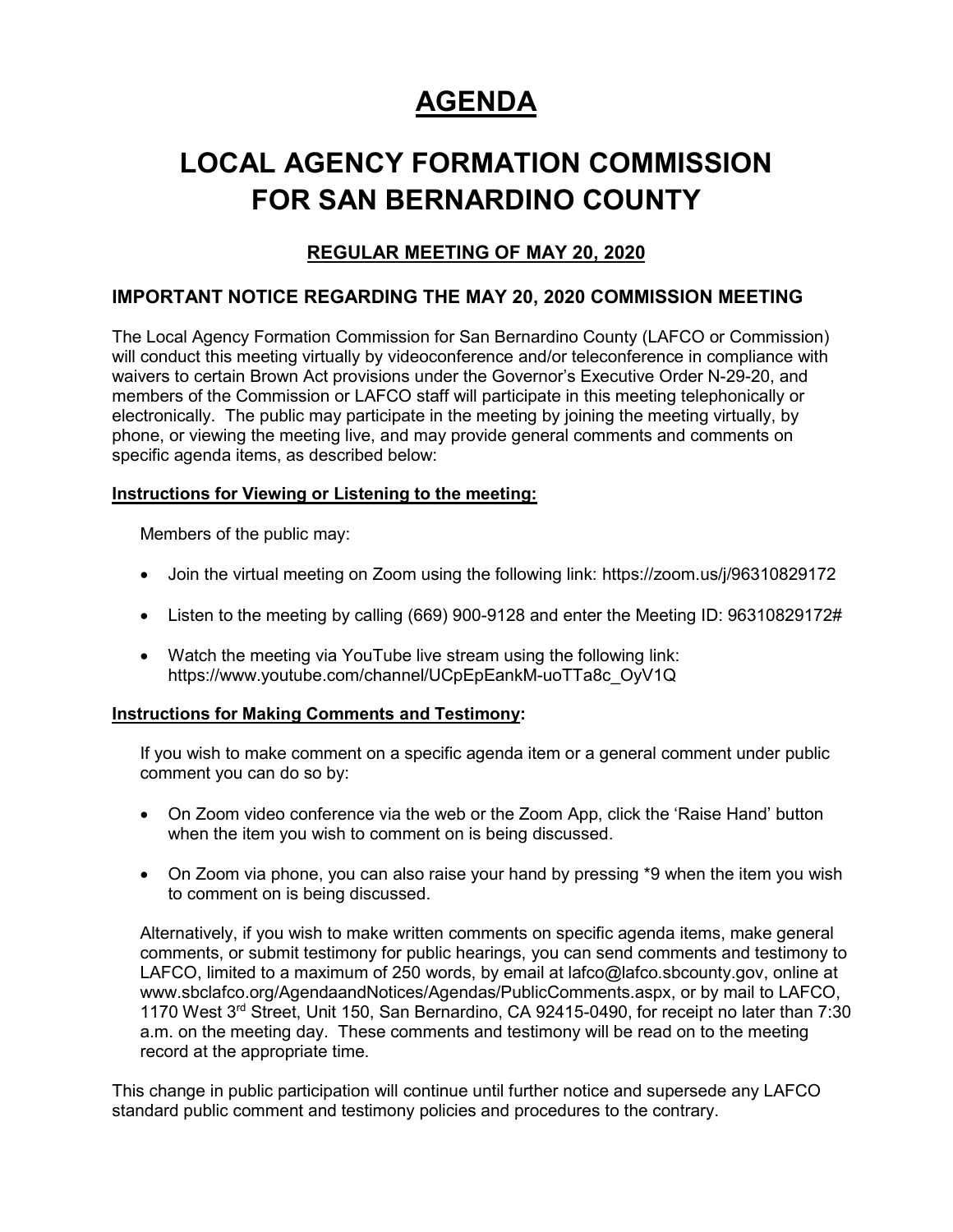# AGENDA

# LOCAL AGENCY FORMATION COMMISSION FOR SAN BERNARDINO COUNTY

## REGULAR MEETING OF MAY 20, 2020

### IMPORTANT NOTICE REGARDING THE MAY 20, 2020 COMMISSION MEETING

The Local Agency Formation Commission for San Bernardino County (LAFCO or Commission) will conduct this meeting virtually by videoconference and/or teleconference in compliance with waivers to certain Brown Act provisions under the Governor's Executive Order N-29-20, and members of the Commission or LAFCO staff will participate in this meeting telephonically or electronically. The public may participate in the meeting by joining the meeting virtually, by phone, or viewing the meeting live, and may provide general comments and comments on specific agenda items, as described below:

**Instructions for Viewing or Listening to the meeting:**

Members of the public may:

- Join the virtual meeting on Zoom using the following link: https://zoom.us/j/96310829172
- Listen to the meeting by calling (669) 900-9128 and enter the Meeting ID: 96310829172#
- Watch the meeting via YouTube live stream using the following link: https://www.youtube.com/channel/UCpEpEankM-uoTTa8c_OyV1Q

**Instructions for Making Comments and Testimony:**

If you wish to make comment on a specific agenda item or a general comment under public comment you can do so by:

- On Zoom video conference via the web or the Zoom App, click the 'Raise Hand' button when the item you wish to comment on is being discussed.
- On Zoom via phone, you can also raise your hand by pressing *9 when the item you wish to comment on is being discussed.

Alternatively, if you wish to make written comments on specific agenda items, make general comments, or submit testimony for public hearings, you can send comments and testimony to LAFCO, limited to a maximum of 250 words, by email at lafco@lafco.sbcounty.gov, online at www.sbclafco.org/AgendaandNotices/Agendas/PublicComments.aspx, or by mail to LAFCO, 1170 West 3rd Street, Unit 150, San Bernardino, CA 92415-0490, for receipt no later than 7:30 a.m. on the meeting day. These comments and testimony will be read on to the meeting record at the appropriate time.

This change in public participation will continue until further notice and supersede any LAFCO standard public comment and testimony policies and procedures to the contrary.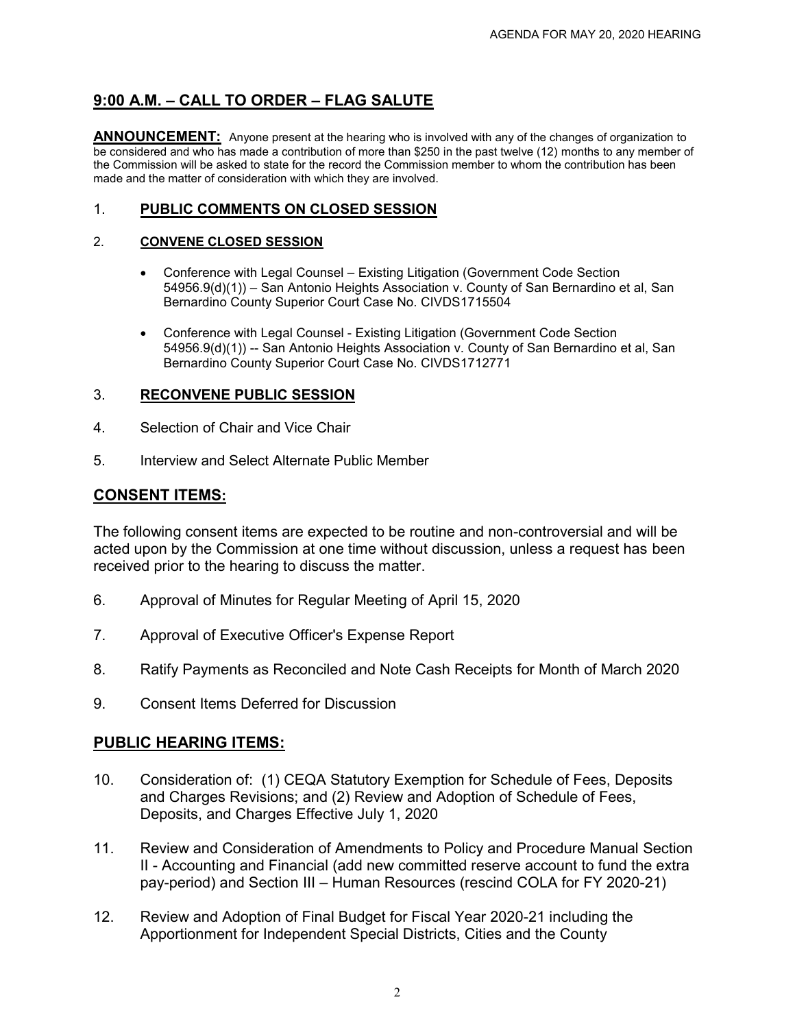## 9:00 A.M. – CALL TO ORDER – FLAG SALUTE

**ANNOUNCEMENT:** Anyone present at the hearing who is involved with any of the changes of organization to be considered and who has made a contribution of more than $250 in the past twelve (12) months to any member of the Commission will be asked to state for the record the Commission member to whom the contribution has been made and the matter of consideration with which they are involved.

1. **PUBLIC COMMENTS ON CLOSED SESSION**

2. **CONVENE CLOSED SESSION**

   - Conference with Legal Counsel – Existing Litigation (Government Code Section 54956.9(d)(1)) – San Antonio Heights Association v. County of San Bernardino et al, San Bernardino County Superior Court Case No. CIVDS1715504

   - Conference with Legal Counsel - Existing Litigation (Government Code Section 54956.9(d)(1)) -- San Antonio Heights Association v. County of San Bernardino et al, San Bernardino County Superior Court Case No. CIVDS1712771

3. **RECONVENE PUBLIC SESSION**

4. Selection of Chair and Vice Chair

5. Interview and Select Alternate Public Member

## CONSENT ITEMS:

The following consent items are expected to be routine and non-controversial and will be acted upon by the Commission at one time without discussion, unless a request has been received prior to the hearing to discuss the matter.

6. Approval of Minutes for Regular Meeting of April 15, 2020

7. Approval of Executive Officer's Expense Report

8. Ratify Payments as Reconciled and Note Cash Receipts for Month of March 2020

9. Consent Items Deferred for Discussion

## PUBLIC HEARING ITEMS:

10. Consideration of: (1) CEQA Statutory Exemption for Schedule of Fees, Deposits and Charges Revisions; and (2) Review and Adoption of Schedule of Fees, Deposits, and Charges Effective July 1, 2020

11. Review and Consideration of Amendments to Policy and Procedure Manual Section II - Accounting and Financial (add new committed reserve account to fund the extra pay-period) and Section III – Human Resources (rescind COLA for FY 2020-21)

12. Review and Adoption of Final Budget for Fiscal Year 2020-21 including the Apportionment for Independent Special Districts, Cities and the County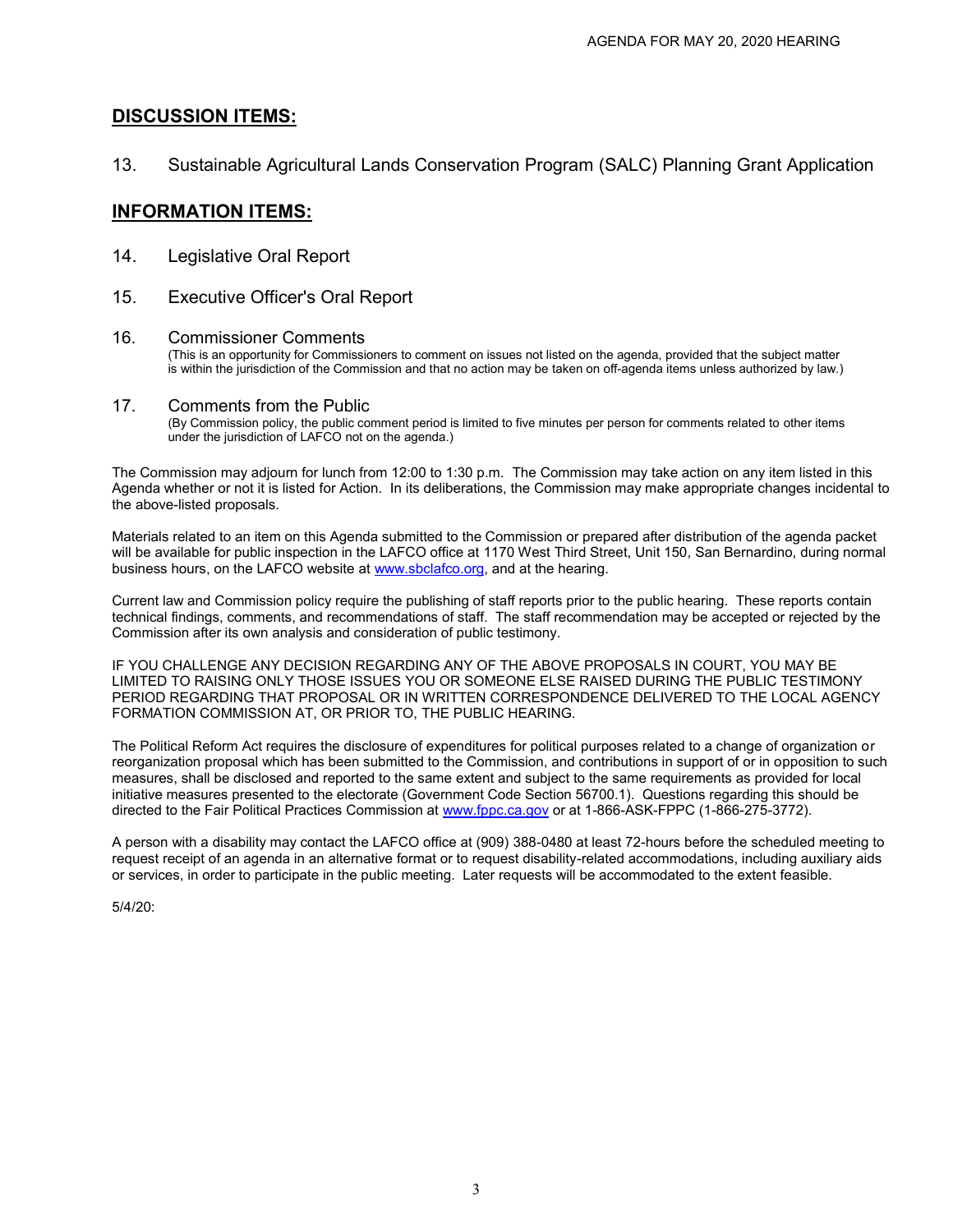## DISCUSSION ITEMS:

13. Sustainable Agricultural Lands Conservation Program (SALC) Planning Grant Application

## INFORMATION ITEMS:

14. Legislative Oral Report

15. Executive Officer's Oral Report

16. Commissioner Comments
    (This is an opportunity for Commissioners to comment on issues not listed on the agenda, provided that the subject matter is within the jurisdiction of the Commission and that no action may be taken on off-agenda items unless authorized by law.)

17. Comments from the Public
    (By Commission policy, the public comment period is limited to five minutes per person for comments related to other items under the jurisdiction of LAFCO not on the agenda.)

The Commission may adjourn for lunch from 12:00 to 1:30 p.m. The Commission may take action on any item listed in this Agenda whether or not it is listed for Action. In its deliberations, the Commission may make appropriate changes incidental to the above-listed proposals.

Materials related to an item on this Agenda submitted to the Commission or prepared after distribution of the agenda packet will be available for public inspection in the LAFCO office at 1170 West Third Street, Unit 150, San Bernardino, during normal business hours, on the LAFCO website at www.sbclafco.org, and at the hearing.

Current law and Commission policy require the publishing of staff reports prior to the public hearing. These reports contain technical findings, comments, and recommendations of staff. The staff recommendation may be accepted or rejected by the Commission after its own analysis and consideration of public testimony.

IF YOU CHALLENGE ANY DECISION REGARDING ANY OF THE ABOVE PROPOSALS IN COURT, YOU MAY BE LIMITED TO RAISING ONLY THOSE ISSUES YOU OR SOMEONE ELSE RAISED DURING THE PUBLIC TESTIMONY PERIOD REGARDING THAT PROPOSAL OR IN WRITTEN CORRESPONDENCE DELIVERED TO THE LOCAL AGENCY FORMATION COMMISSION AT, OR PRIOR TO, THE PUBLIC HEARING.

The Political Reform Act requires the disclosure of expenditures for political purposes related to a change of organization or reorganization proposal which has been submitted to the Commission, and contributions in support of or in opposition to such measures, shall be disclosed and reported to the same extent and subject to the same requirements as provided for local initiative measures presented to the electorate (Government Code Section 56700.1). Questions regarding this should be directed to the Fair Political Practices Commission at www.fppc.ca.gov or at 1-866-ASK-FPPC (1-866-275-3772).

A person with a disability may contact the LAFCO office at (909) 388-0480 at least 72-hours before the scheduled meeting to request receipt of an agenda in an alternative format or to request disability-related accommodations, including auxiliary aids or services, in order to participate in the public meeting. Later requests will be accommodated to the extent feasible.

5/4/20: